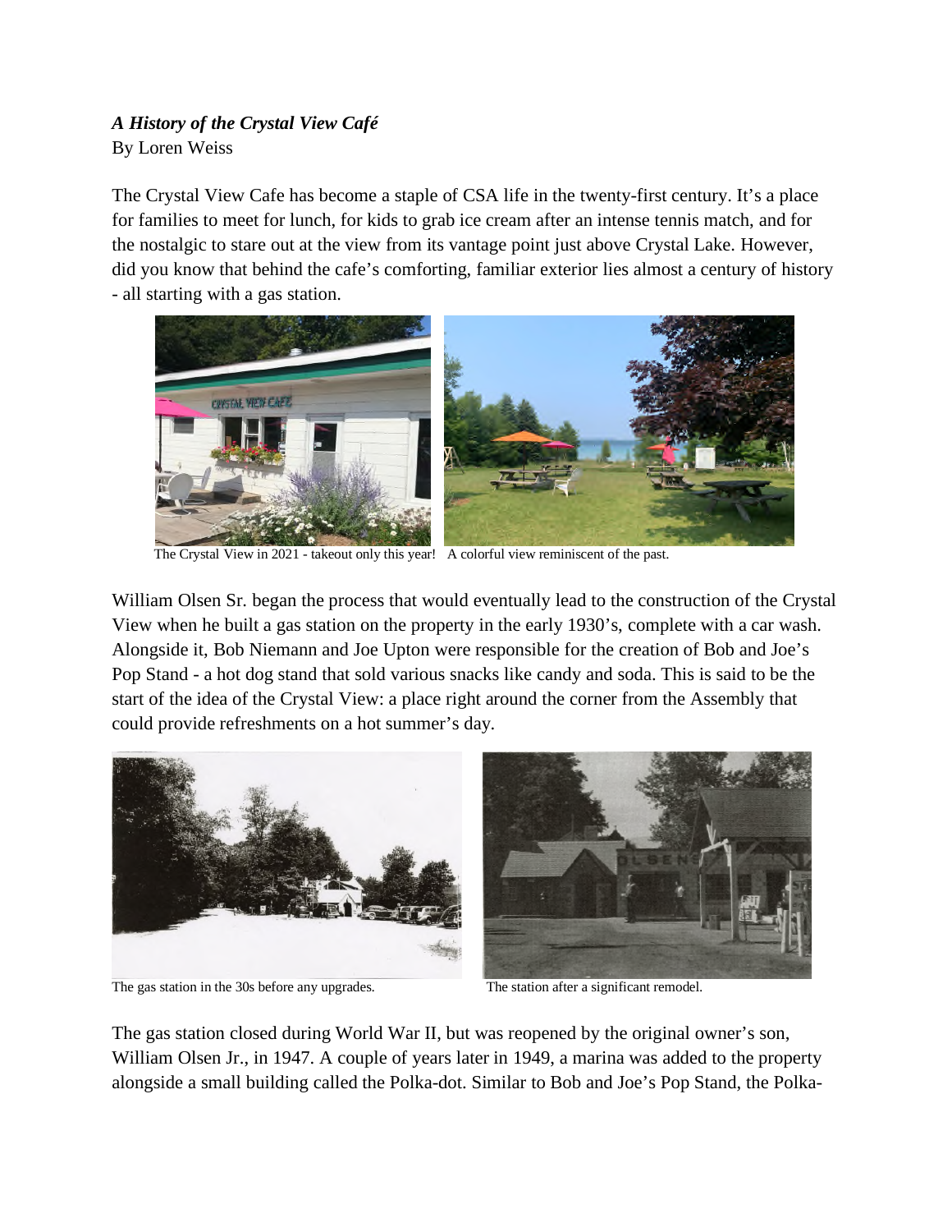***A History of the Crystal View Café***

By Loren Weiss

The Crystal View Cafe has become a staple of CSA life in the twenty-first century. It's a place for families to meet for lunch, for kids to grab ice cream after an intense tennis match, and for the nostalgic to stare out at the view from its vantage point just above Crystal Lake. However, did you know that behind the cafe's comforting, familiar exterior lies almost a century of history - all starting with a gas station.

The Crystal View in 2021 - takeout only this year! A colorful view reminiscent of the past.

William Olsen Sr. began the process that would eventually lead to the construction of the Crystal View when he built a gas station on the property in the early 1930's, complete with a car wash. Alongside it, Bob Niemann and Joe Upton were responsible for the creation of Bob and Joe's Pop Stand - a hot dog stand that sold various snacks like candy and soda. This is said to be the start of the idea of the Crystal View: a place right around the corner from the Assembly that could provide refreshments on a hot summer's day.

The gas station in the 30s before any upgrades.

The station after a significant remodel.

The gas station closed during World War II, but was reopened by the original owner's son, William Olsen Jr., in 1947. A couple of years later in 1949, a marina was added to the property alongside a small building called the Polka-dot. Similar to Bob and Joe's Pop Stand, the Polka-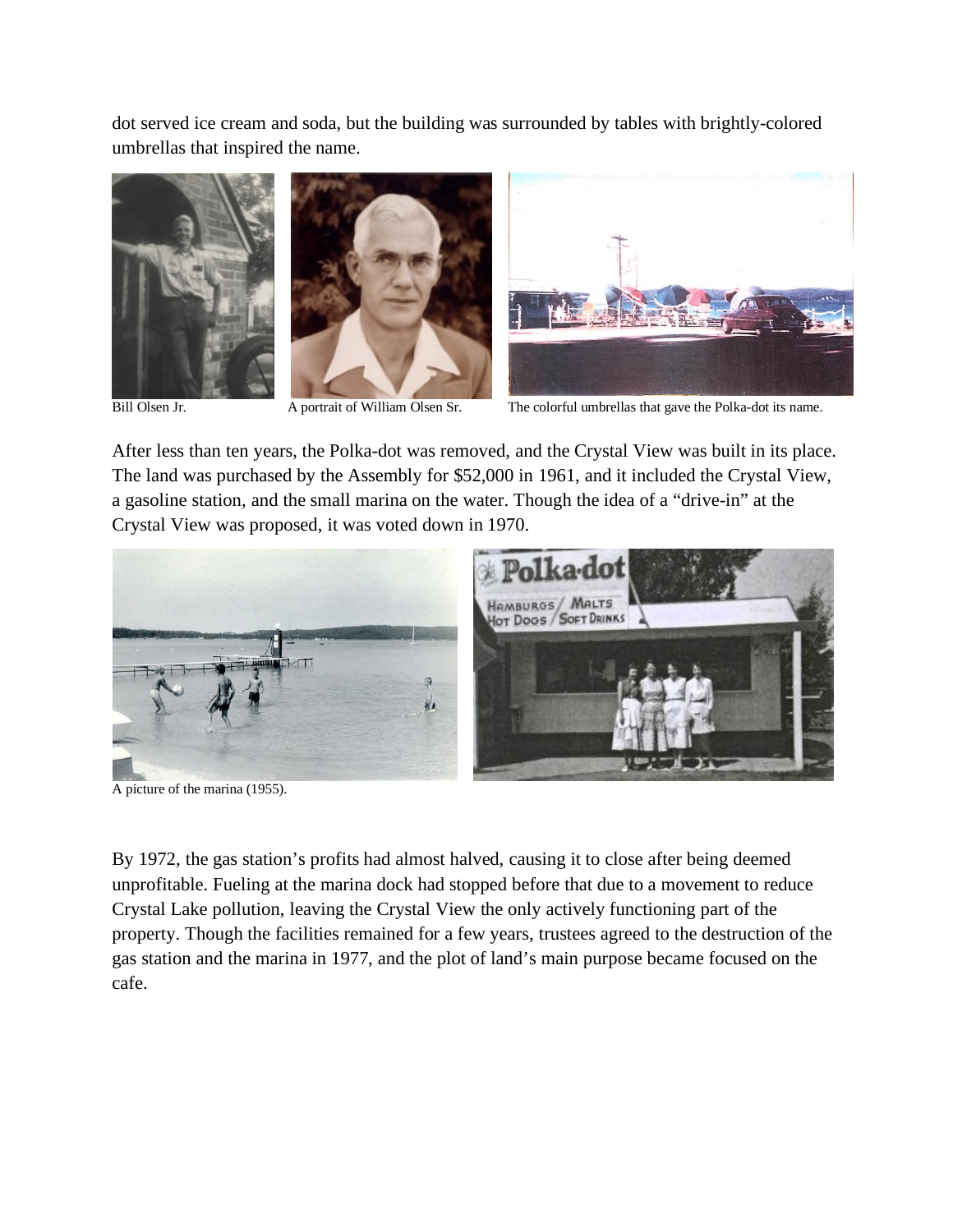dot served ice cream and soda, but the building was surrounded by tables with brightly-colored umbrellas that inspired the name.

Bill Olsen Jr.

A portrait of William Olsen Sr.

The colorful umbrellas that gave the Polka-dot its name.

After less than ten years, the Polka-dot was removed, and the Crystal View was built in its place. The land was purchased by the Assembly for $52,000 in 1961, and it included the Crystal View, a gasoline station, and the small marina on the water. Though the idea of a "drive-in" at the Crystal View was proposed, it was voted down in 1970.

A picture of the marina (1955).

By 1972, the gas station's profits had almost halved, causing it to close after being deemed unprofitable. Fueling at the marina dock had stopped before that due to a movement to reduce Crystal Lake pollution, leaving the Crystal View the only actively functioning part of the property. Though the facilities remained for a few years, trustees agreed to the destruction of the gas station and the marina in 1977, and the plot of land's main purpose became focused on the cafe.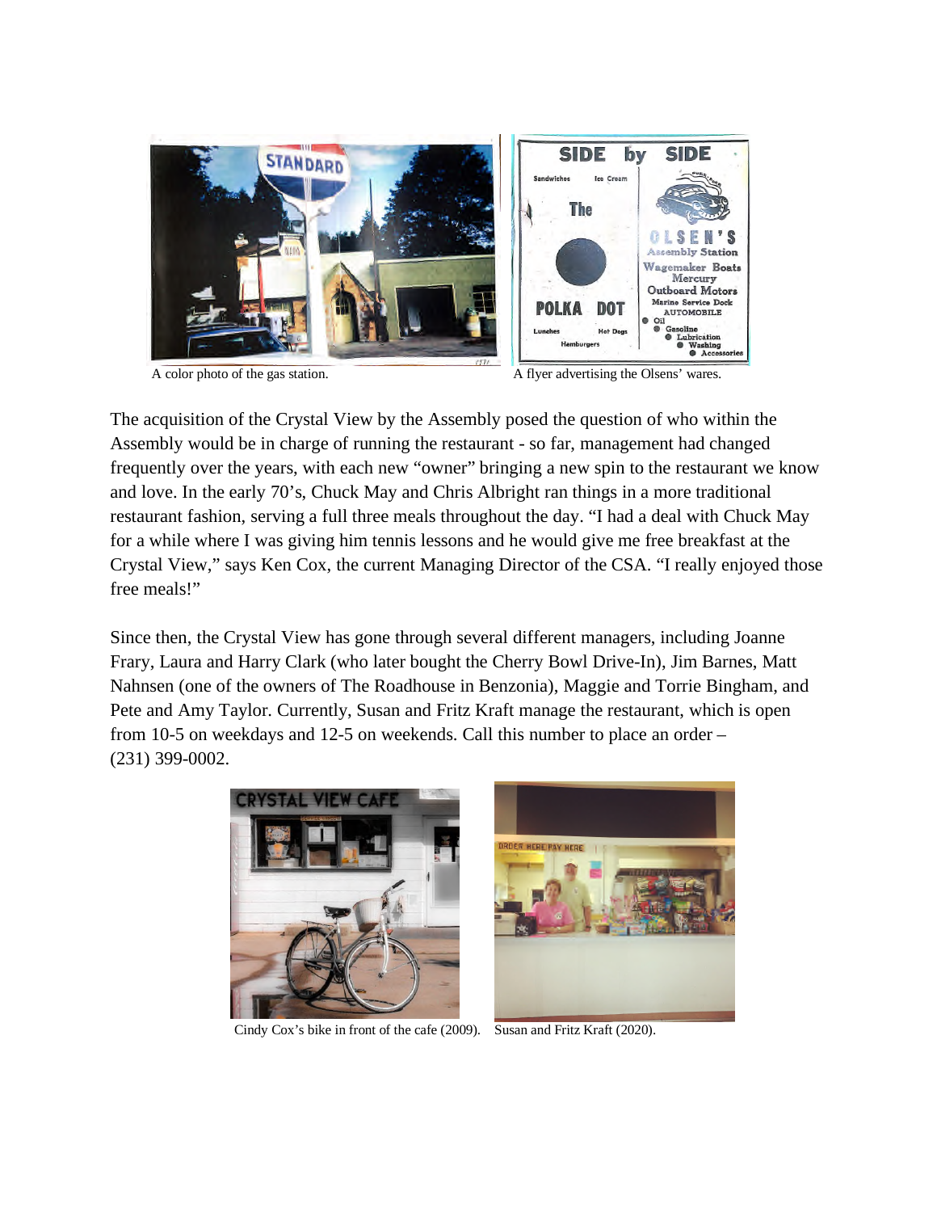A color photo of the gas station.

A flyer advertising the Olsens' wares.

The acquisition of the Crystal View by the Assembly posed the question of who within the Assembly would be in charge of running the restaurant - so far, management had changed frequently over the years, with each new "owner" bringing a new spin to the restaurant we know and love. In the early 70's, Chuck May and Chris Albright ran things in a more traditional restaurant fashion, serving a full three meals throughout the day. "I had a deal with Chuck May for a while where I was giving him tennis lessons and he would give me free breakfast at the Crystal View," says Ken Cox, the current Managing Director of the CSA. "I really enjoyed those free meals!"

Since then, the Crystal View has gone through several different managers, including Joanne Frary, Laura and Harry Clark (who later bought the Cherry Bowl Drive-In), Jim Barnes, Matt Nahnsen (one of the owners of The Roadhouse in Benzonia), Maggie and Torrie Bingham, and Pete and Amy Taylor. Currently, Susan and Fritz Kraft manage the restaurant, which is open from 10-5 on weekdays and 12-5 on weekends. Call this number to place an order – (231) 399-0002.

Cindy Cox's bike in front of the cafe (2009).

Susan and Fritz Kraft (2020).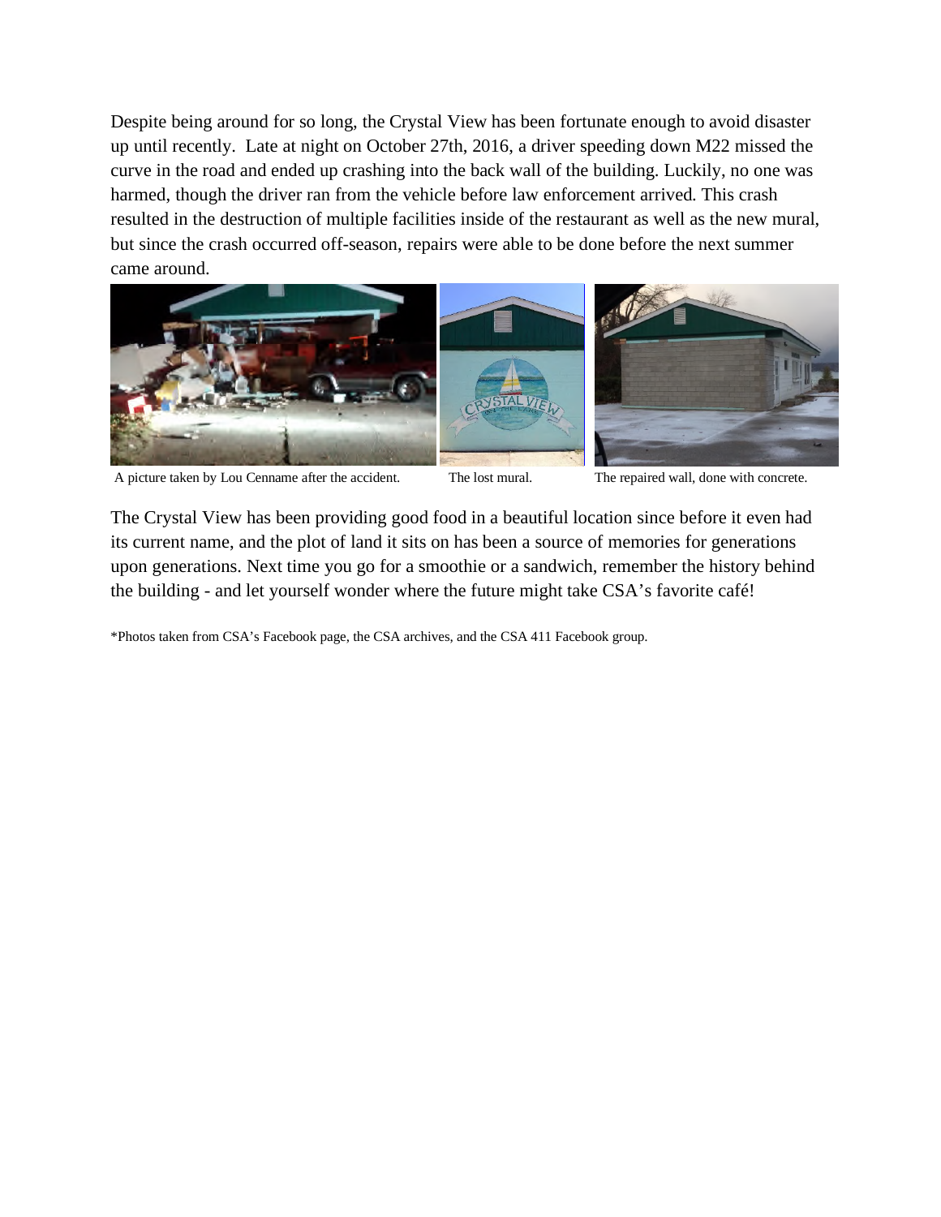Despite being around for so long, the Crystal View has been fortunate enough to avoid disaster up until recently. Late at night on October 27th, 2016, a driver speeding down M22 missed the curve in the road and ended up crashing into the back wall of the building. Luckily, no one was harmed, though the driver ran from the vehicle before law enforcement arrived. This crash resulted in the destruction of multiple facilities inside of the restaurant as well as the new mural, but since the crash occurred off-season, repairs were able to be done before the next summer came around.

A picture taken by Lou Cenname after the accident.

The lost mural.

The repaired wall, done with concrete.

The Crystal View has been providing good food in a beautiful location since before it even had its current name, and the plot of land it sits on has been a source of memories for generations upon generations. Next time you go for a smoothie or a sandwich, remember the history behind the building - and let yourself wonder where the future might take CSA's favorite café!

*Photos taken from CSA's Facebook page, the CSA archives, and the CSA 411 Facebook group.